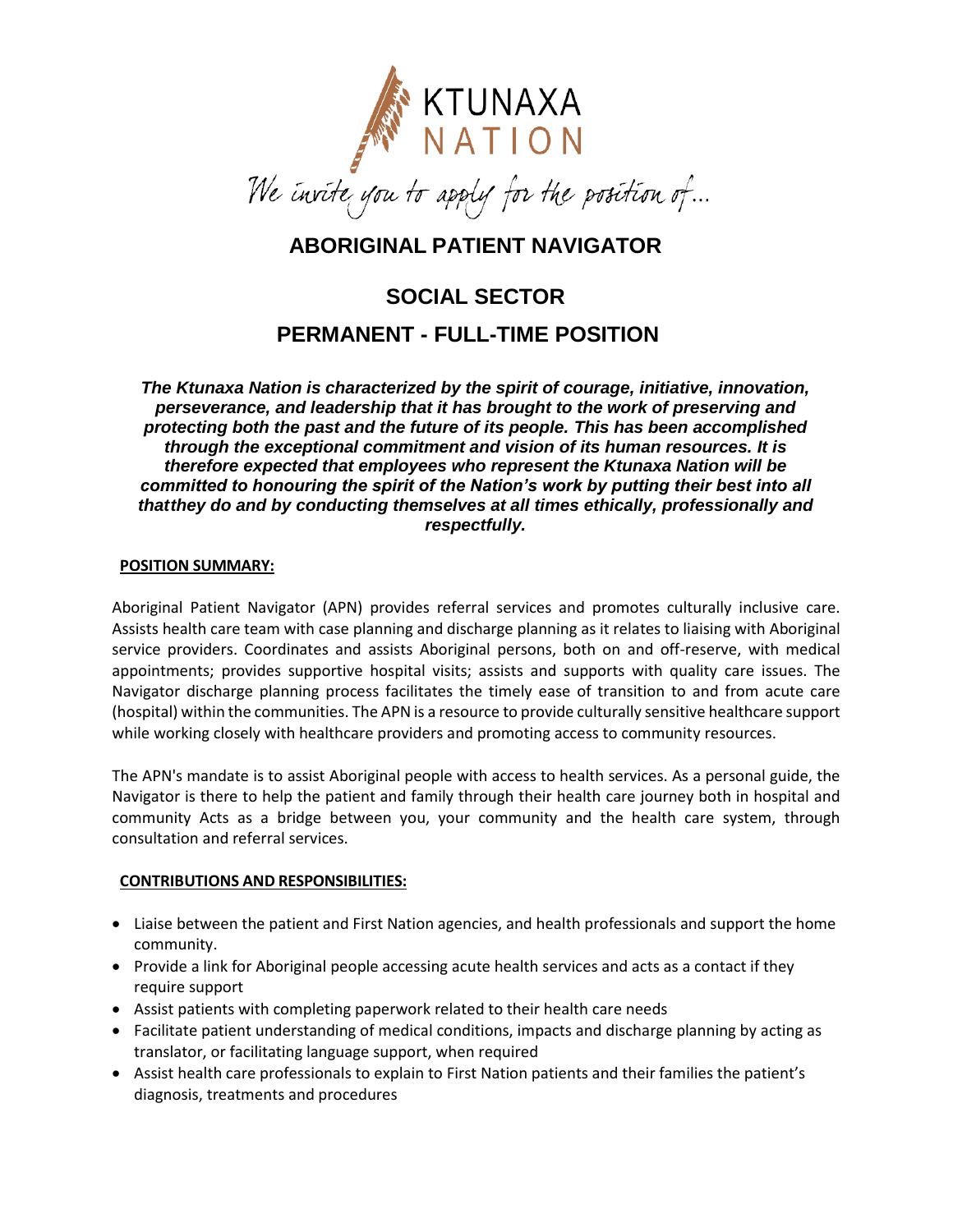KTUNAXA NATION

*We invite you to apply for the position of...*

# ABORIGINAL PATIENT NAVIGATOR

## SOCIAL SECTOR

## PERMANENT - FULL-TIME POSITION

***The Ktunaxa Nation is characterized by the spirit of courage, initiative, innovation, perseverance, and leadership that it has brought to the work of preserving and protecting both the past and the future of its people. This has been accomplished through the exceptional commitment and vision of its human resources. It is therefore expected that employees who represent the Ktunaxa Nation will be committed to honouring the spirit of the Nation's work by putting their best into all thatthey do and by conducting themselves at all times ethically, professionally and respectfully.***

**POSITION SUMMARY:**

Aboriginal Patient Navigator (APN) provides referral services and promotes culturally inclusive care. Assists health care team with case planning and discharge planning as it relates to liaising with Aboriginal service providers. Coordinates and assists Aboriginal persons, both on and off-reserve, with medical appointments; provides supportive hospital visits; assists and supports with quality care issues. The Navigator discharge planning process facilitates the timely ease of transition to and from acute care (hospital) within the communities. The APN is a resource to provide culturally sensitive healthcare support while working closely with healthcare providers and promoting access to community resources.

The APN's mandate is to assist Aboriginal people with access to health services. As a personal guide, the Navigator is there to help the patient and family through their health care journey both in hospital and community Acts as a bridge between you, your community and the health care system, through consultation and referral services.

**CONTRIBUTIONS AND RESPONSIBILITIES:**

- Liaise between the patient and First Nation agencies, and health professionals and support the home community.
- Provide a link for Aboriginal people accessing acute health services and acts as a contact if they require support
- Assist patients with completing paperwork related to their health care needs
- Facilitate patient understanding of medical conditions, impacts and discharge planning by acting as translator, or facilitating language support, when required
- Assist health care professionals to explain to First Nation patients and their families the patient's diagnosis, treatments and procedures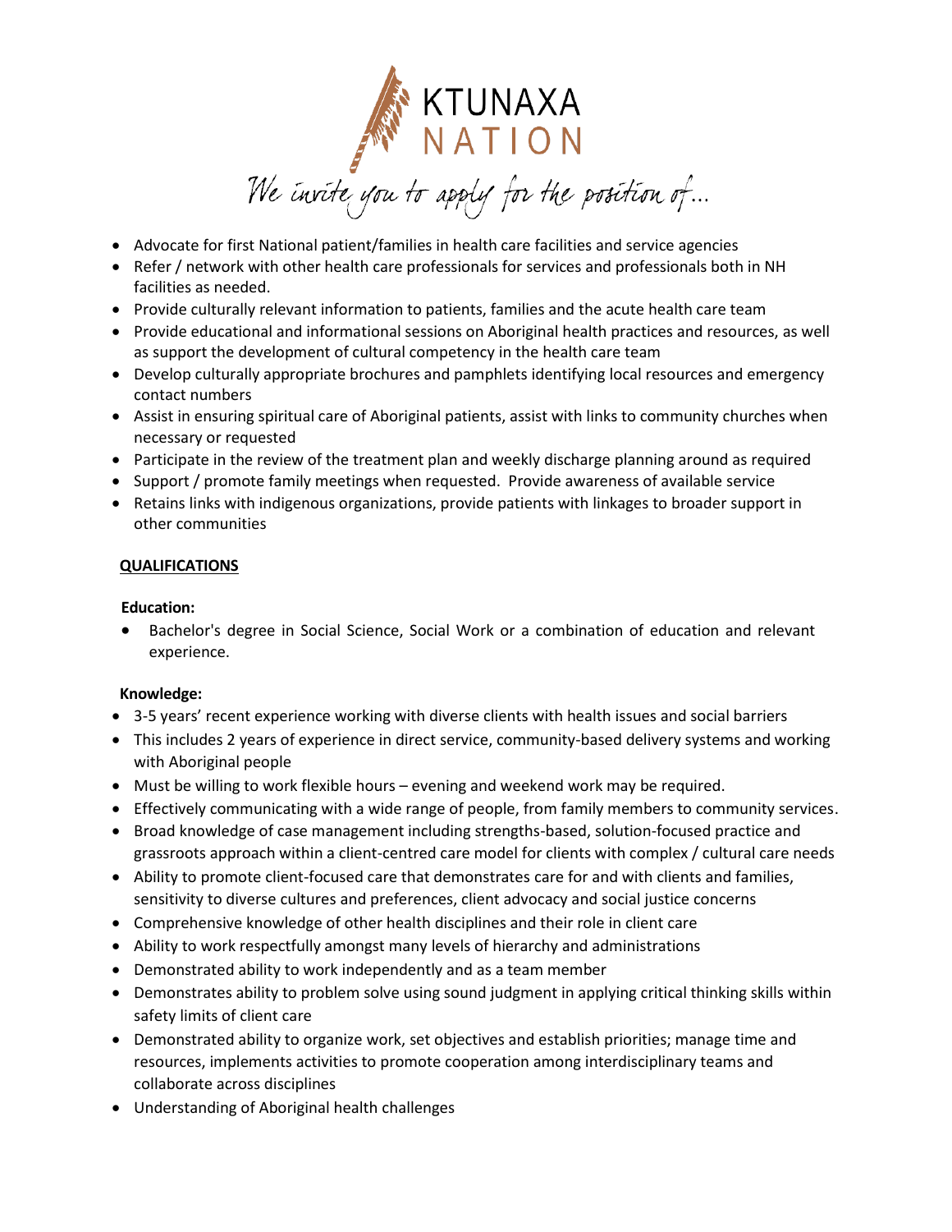KTUNAXA NATION

*We invite you to apply for the position of...*

- Advocate for first National patient/families in health care facilities and service agencies
- Refer / network with other health care professionals for services and professionals both in NH facilities as needed.
- Provide culturally relevant information to patients, families and the acute health care team
- Provide educational and informational sessions on Aboriginal health practices and resources, as well as support the development of cultural competency in the health care team
- Develop culturally appropriate brochures and pamphlets identifying local resources and emergency contact numbers
- Assist in ensuring spiritual care of Aboriginal patients, assist with links to community churches when necessary or requested
- Participate in the review of the treatment plan and weekly discharge planning around as required
- Support / promote family meetings when requested. Provide awareness of available service
- Retains links with indigenous organizations, provide patients with linkages to broader support in other communities

## QUALIFICATIONS

**Education:**

- Bachelor's degree in Social Science, Social Work or a combination of education and relevant experience.

**Knowledge:**

- 3-5 years' recent experience working with diverse clients with health issues and social barriers
- This includes 2 years of experience in direct service, community-based delivery systems and working with Aboriginal people
- Must be willing to work flexible hours – evening and weekend work may be required.
- Effectively communicating with a wide range of people, from family members to community services.
- Broad knowledge of case management including strengths-based, solution-focused practice and grassroots approach within a client-centred care model for clients with complex / cultural care needs
- Ability to promote client-focused care that demonstrates care for and with clients and families, sensitivity to diverse cultures and preferences, client advocacy and social justice concerns
- Comprehensive knowledge of other health disciplines and their role in client care
- Ability to work respectfully amongst many levels of hierarchy and administrations
- Demonstrated ability to work independently and as a team member
- Demonstrates ability to problem solve using sound judgment in applying critical thinking skills within safety limits of client care
- Demonstrated ability to organize work, set objectives and establish priorities; manage time and resources, implements activities to promote cooperation among interdisciplinary teams and collaborate across disciplines
- Understanding of Aboriginal health challenges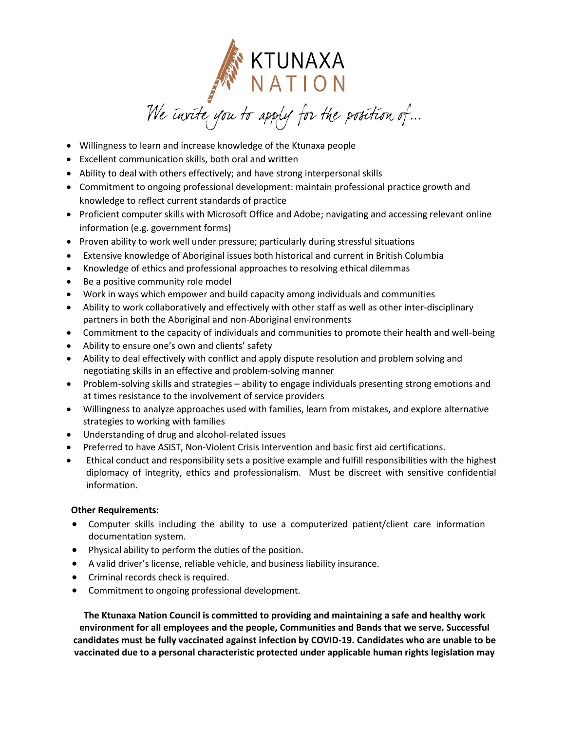# KTUNAXA NATION

*We invite you to apply for the position of…*

- Willingness to learn and increase knowledge of the Ktunaxa people
- Excellent communication skills, both oral and written
- Ability to deal with others effectively; and have strong interpersonal skills
- Commitment to ongoing professional development: maintain professional practice growth and knowledge to reflect current standards of practice
- Proficient computer skills with Microsoft Office and Adobe; navigating and accessing relevant online information (e.g. government forms)
- Proven ability to work well under pressure; particularly during stressful situations
- Extensive knowledge of Aboriginal issues both historical and current in British Columbia
- Knowledge of ethics and professional approaches to resolving ethical dilemmas
- Be a positive community role model
- Work in ways which empower and build capacity among individuals and communities
- Ability to work collaboratively and effectively with other staff as well as other inter-disciplinary partners in both the Aboriginal and non-Aboriginal environments
- Commitment to the capacity of individuals and communities to promote their health and well-being
- Ability to ensure one's own and clients' safety
- Ability to deal effectively with conflict and apply dispute resolution and problem solving and negotiating skills in an effective and problem-solving manner
- Problem-solving skills and strategies – ability to engage individuals presenting strong emotions and at times resistance to the involvement of service providers
- Willingness to analyze approaches used with families, learn from mistakes, and explore alternative strategies to working with families
- Understanding of drug and alcohol-related issues
- Preferred to have ASIST, Non-Violent Crisis Intervention and basic first aid certifications.
- Ethical conduct and responsibility sets a positive example and fulfill responsibilities with the highest diplomacy of integrity, ethics and professionalism. Must be discreet with sensitive confidential information.

**Other Requirements:**

- Computer skills including the ability to use a computerized patient/client care information documentation system.
- Physical ability to perform the duties of the position.
- A valid driver's license, reliable vehicle, and business liability insurance.
- Criminal records check is required.
- Commitment to ongoing professional development.

**The Ktunaxa Nation Council is committed to providing and maintaining a safe and healthy work environment for all employees and the people, Communities and Bands that we serve. Successful candidates must be fully vaccinated against infection by COVID-19. Candidates who are unable to be vaccinated due to a personal characteristic protected under applicable human rights legislation may**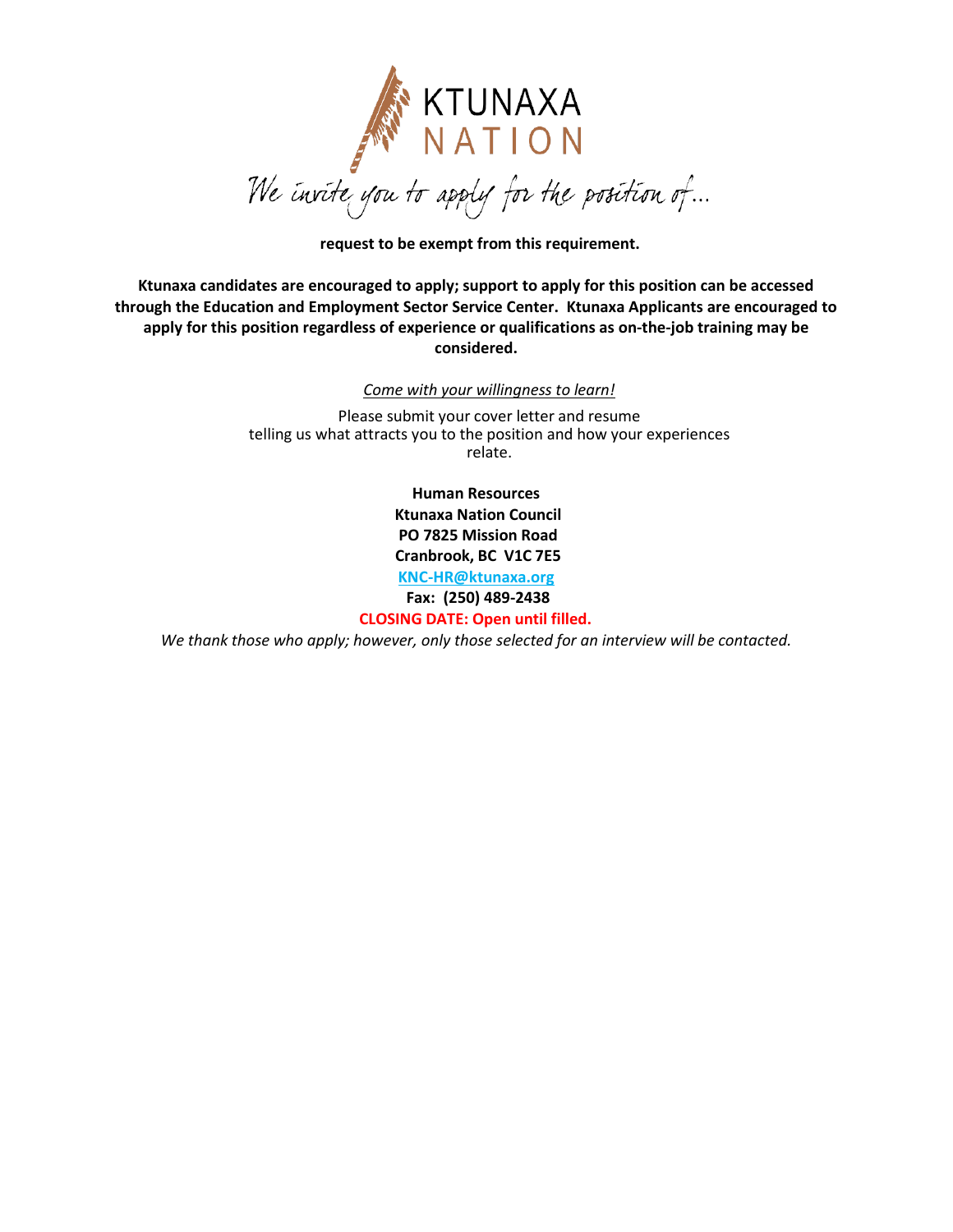KTUNAXA NATION

*We invite you to apply for the position of…*

**request to be exempt from this requirement.**

**Ktunaxa candidates are encouraged to apply; support to apply for this position can be accessed through the Education and Employment Sector Service Center. Ktunaxa Applicants are encouraged to apply for this position regardless of experience or qualifications as on-the-job training may be considered.**

*Come with your willingness to learn!*

Please submit your cover letter and resume telling us what attracts you to the position and how your experiences relate.

**Human Resources**
**Ktunaxa Nation Council**
**PO 7825 Mission Road**
**Cranbrook, BC V1C 7E5**
**KNC-HR@ktunaxa.org**
**Fax: (250) 489-2438**

**CLOSING DATE: Open until filled.**

*We thank those who apply; however, only those selected for an interview will be contacted.*